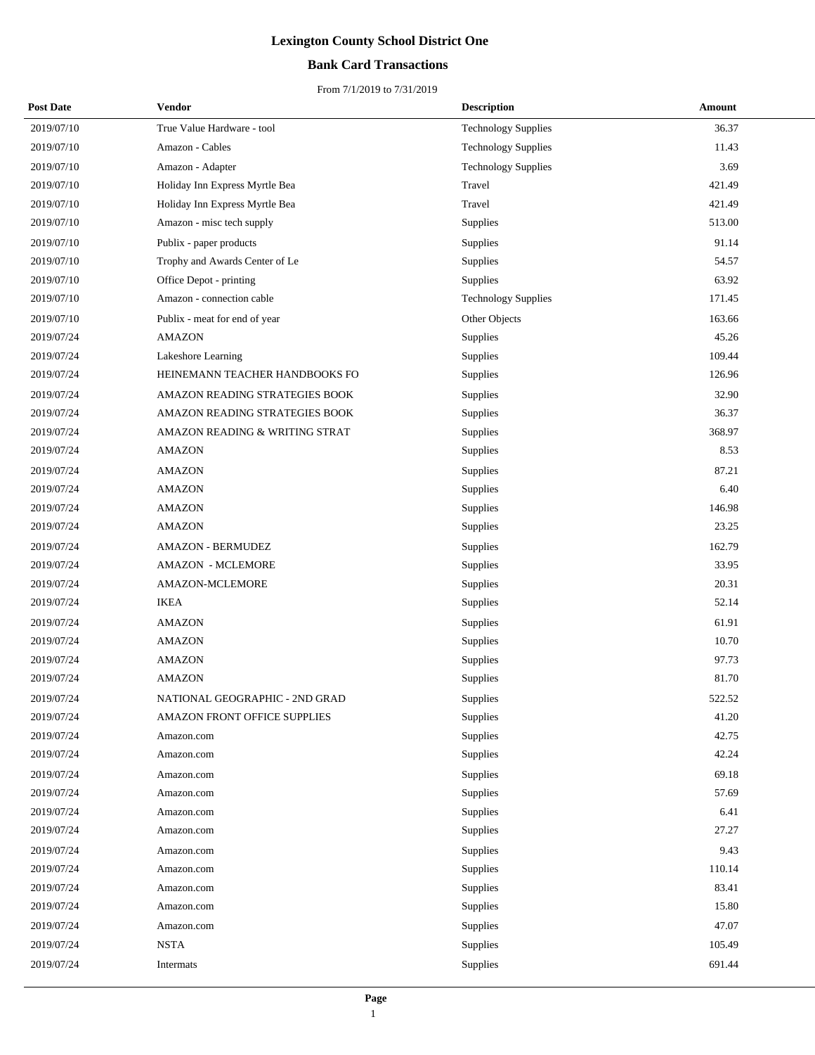# Lexington County School District One

## Bank Card Transactions

From 7/1/2019 to 7/31/2019

| Post Date | Vendor | Description | Amount |
|---|---|---|---|
| 2019/07/10 | True Value Hardware - tool | Technology Supplies | 36.37 |
| 2019/07/10 | Amazon - Cables | Technology Supplies | 11.43 |
| 2019/07/10 | Amazon - Adapter | Technology Supplies | 3.69 |
| 2019/07/10 | Holiday Inn Express Myrtle Bea | Travel | 421.49 |
| 2019/07/10 | Holiday Inn Express Myrtle Bea | Travel | 421.49 |
| 2019/07/10 | Amazon - misc tech supply | Supplies | 513.00 |
| 2019/07/10 | Publix - paper products | Supplies | 91.14 |
| 2019/07/10 | Trophy and Awards Center of Le | Supplies | 54.57 |
| 2019/07/10 | Office Depot - printing | Supplies | 63.92 |
| 2019/07/10 | Amazon - connection cable | Technology Supplies | 171.45 |
| 2019/07/10 | Publix - meat for end of year | Other Objects | 163.66 |
| 2019/07/24 | AMAZON | Supplies | 45.26 |
| 2019/07/24 | Lakeshore Learning | Supplies | 109.44 |
| 2019/07/24 | HEINEMANN TEACHER HANDBOOKS FO | Supplies | 126.96 |
| 2019/07/24 | AMAZON READING STRATEGIES BOOK | Supplies | 32.90 |
| 2019/07/24 | AMAZON READING STRATEGIES BOOK | Supplies | 36.37 |
| 2019/07/24 | AMAZON READING & WRITING STRAT | Supplies | 368.97 |
| 2019/07/24 | AMAZON | Supplies | 8.53 |
| 2019/07/24 | AMAZON | Supplies | 87.21 |
| 2019/07/24 | AMAZON | Supplies | 6.40 |
| 2019/07/24 | AMAZON | Supplies | 146.98 |
| 2019/07/24 | AMAZON | Supplies | 23.25 |
| 2019/07/24 | AMAZON - BERMUDEZ | Supplies | 162.79 |
| 2019/07/24 | AMAZON - MCLEMORE | Supplies | 33.95 |
| 2019/07/24 | AMAZON-MCLEMORE | Supplies | 20.31 |
| 2019/07/24 | IKEA | Supplies | 52.14 |
| 2019/07/24 | AMAZON | Supplies | 61.91 |
| 2019/07/24 | AMAZON | Supplies | 10.70 |
| 2019/07/24 | AMAZON | Supplies | 97.73 |
| 2019/07/24 | AMAZON | Supplies | 81.70 |
| 2019/07/24 | NATIONAL GEOGRAPHIC - 2ND GRAD | Supplies | 522.52 |
| 2019/07/24 | AMAZON FRONT OFFICE SUPPLIES | Supplies | 41.20 |
| 2019/07/24 | Amazon.com | Supplies | 42.75 |
| 2019/07/24 | Amazon.com | Supplies | 42.24 |
| 2019/07/24 | Amazon.com | Supplies | 69.18 |
| 2019/07/24 | Amazon.com | Supplies | 57.69 |
| 2019/07/24 | Amazon.com | Supplies | 6.41 |
| 2019/07/24 | Amazon.com | Supplies | 27.27 |
| 2019/07/24 | Amazon.com | Supplies | 9.43 |
| 2019/07/24 | Amazon.com | Supplies | 110.14 |
| 2019/07/24 | Amazon.com | Supplies | 83.41 |
| 2019/07/24 | Amazon.com | Supplies | 15.80 |
| 2019/07/24 | Amazon.com | Supplies | 47.07 |
| 2019/07/24 | NSTA | Supplies | 105.49 |
| 2019/07/24 | Intermats | Supplies | 691.44 |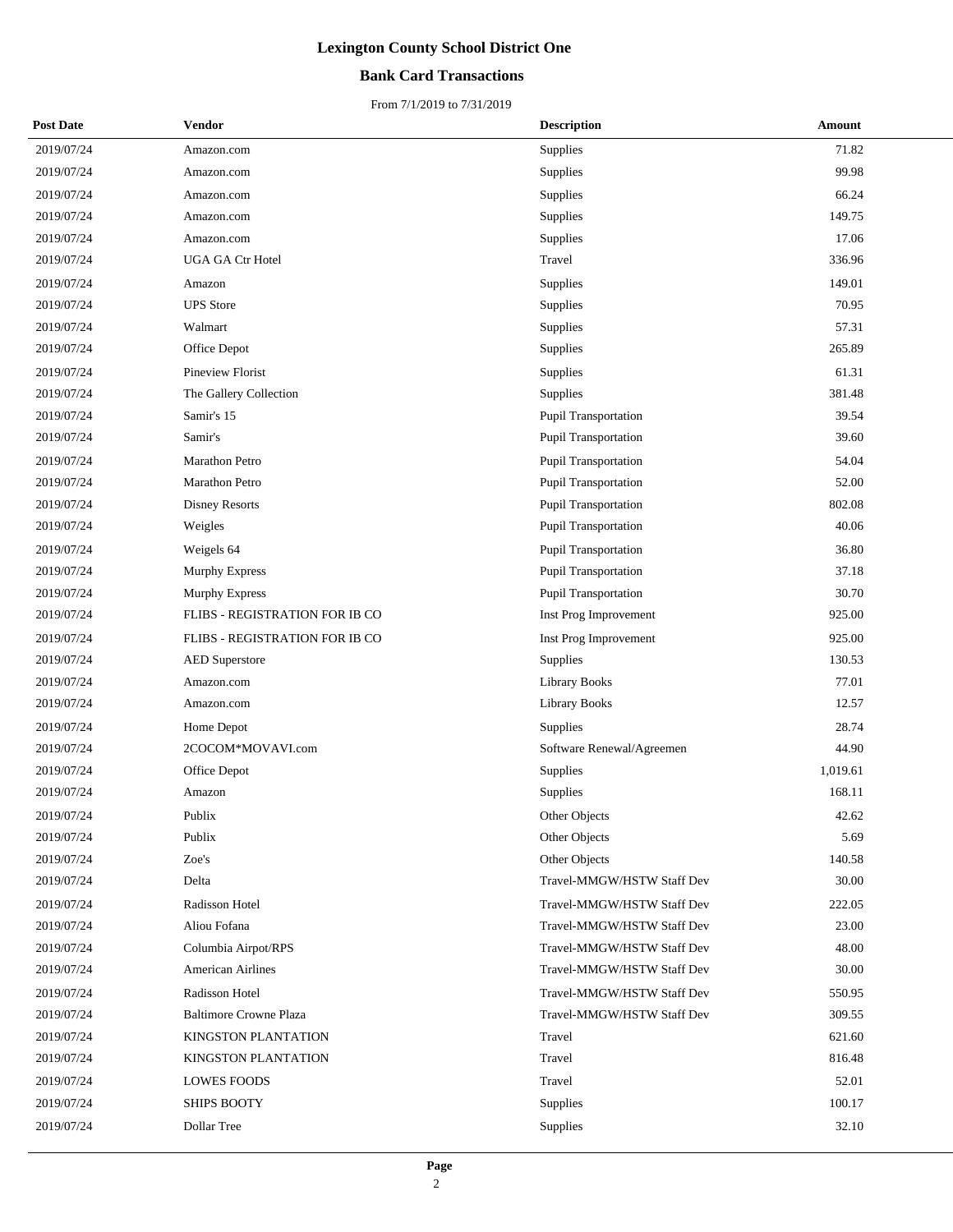# Lexington County School District One

## Bank Card Transactions

From 7/1/2019 to 7/31/2019

| Post Date | Vendor | Description | Amount |
|---|---|---|---|
| 2019/07/24 | Amazon.com | Supplies | 71.82 |
| 2019/07/24 | Amazon.com | Supplies | 99.98 |
| 2019/07/24 | Amazon.com | Supplies | 66.24 |
| 2019/07/24 | Amazon.com | Supplies | 149.75 |
| 2019/07/24 | Amazon.com | Supplies | 17.06 |
| 2019/07/24 | UGA GA Ctr Hotel | Travel | 336.96 |
| 2019/07/24 | Amazon | Supplies | 149.01 |
| 2019/07/24 | UPS Store | Supplies | 70.95 |
| 2019/07/24 | Walmart | Supplies | 57.31 |
| 2019/07/24 | Office Depot | Supplies | 265.89 |
| 2019/07/24 | Pineview Florist | Supplies | 61.31 |
| 2019/07/24 | The Gallery Collection | Supplies | 381.48 |
| 2019/07/24 | Samir's 15 | Pupil Transportation | 39.54 |
| 2019/07/24 | Samir's | Pupil Transportation | 39.60 |
| 2019/07/24 | Marathon Petro | Pupil Transportation | 54.04 |
| 2019/07/24 | Marathon Petro | Pupil Transportation | 52.00 |
| 2019/07/24 | Disney Resorts | Pupil Transportation | 802.08 |
| 2019/07/24 | Weigles | Pupil Transportation | 40.06 |
| 2019/07/24 | Weigels 64 | Pupil Transportation | 36.80 |
| 2019/07/24 | Murphy Express | Pupil Transportation | 37.18 |
| 2019/07/24 | Murphy Express | Pupil Transportation | 30.70 |
| 2019/07/24 | FLIBS - REGISTRATION FOR IB CO | Inst Prog Improvement | 925.00 |
| 2019/07/24 | FLIBS - REGISTRATION FOR IB CO | Inst Prog Improvement | 925.00 |
| 2019/07/24 | AED Superstore | Supplies | 130.53 |
| 2019/07/24 | Amazon.com | Library Books | 77.01 |
| 2019/07/24 | Amazon.com | Library Books | 12.57 |
| 2019/07/24 | Home Depot | Supplies | 28.74 |
| 2019/07/24 | 2COCOM*MOVAVI.com | Software Renewal/Agreemen | 44.90 |
| 2019/07/24 | Office Depot | Supplies | 1,019.61 |
| 2019/07/24 | Amazon | Supplies | 168.11 |
| 2019/07/24 | Publix | Other Objects | 42.62 |
| 2019/07/24 | Publix | Other Objects | 5.69 |
| 2019/07/24 | Zoe's | Other Objects | 140.58 |
| 2019/07/24 | Delta | Travel-MMGW/HSTW Staff Dev | 30.00 |
| 2019/07/24 | Radisson Hotel | Travel-MMGW/HSTW Staff Dev | 222.05 |
| 2019/07/24 | Aliou Fofana | Travel-MMGW/HSTW Staff Dev | 23.00 |
| 2019/07/24 | Columbia Airpot/RPS | Travel-MMGW/HSTW Staff Dev | 48.00 |
| 2019/07/24 | American Airlines | Travel-MMGW/HSTW Staff Dev | 30.00 |
| 2019/07/24 | Radisson Hotel | Travel-MMGW/HSTW Staff Dev | 550.95 |
| 2019/07/24 | Baltimore Crowne Plaza | Travel-MMGW/HSTW Staff Dev | 309.55 |
| 2019/07/24 | KINGSTON PLANTATION | Travel | 621.60 |
| 2019/07/24 | KINGSTON PLANTATION | Travel | 816.48 |
| 2019/07/24 | LOWES FOODS | Travel | 52.01 |
| 2019/07/24 | SHIPS BOOTY | Supplies | 100.17 |
| 2019/07/24 | Dollar Tree | Supplies | 32.10 |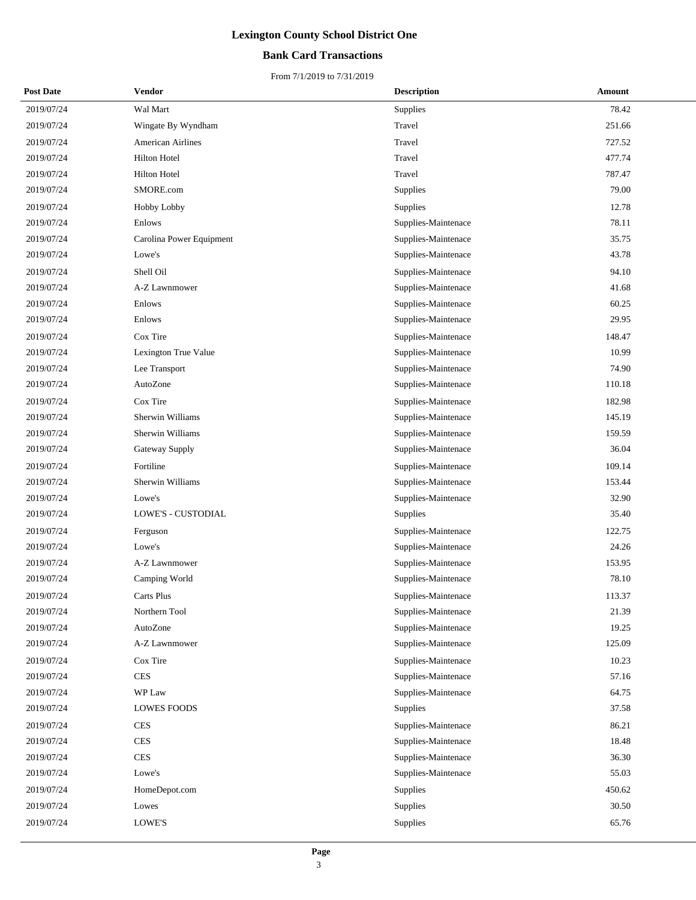# Lexington County School District One

## Bank Card Transactions

From 7/1/2019 to 7/31/2019

| Post Date | Vendor | Description | Amount |
| --- | --- | --- | --- |
| 2019/07/24 | Wal Mart | Supplies | 78.42 |
| 2019/07/24 | Wingate By Wyndham | Travel | 251.66 |
| 2019/07/24 | American Airlines | Travel | 727.52 |
| 2019/07/24 | Hilton Hotel | Travel | 477.74 |
| 2019/07/24 | Hilton Hotel | Travel | 787.47 |
| 2019/07/24 | SMORE.com | Supplies | 79.00 |
| 2019/07/24 | Hobby Lobby | Supplies | 12.78 |
| 2019/07/24 | Enlows | Supplies-Maintenace | 78.11 |
| 2019/07/24 | Carolina Power Equipment | Supplies-Maintenace | 35.75 |
| 2019/07/24 | Lowe's | Supplies-Maintenace | 43.78 |
| 2019/07/24 | Shell Oil | Supplies-Maintenace | 94.10 |
| 2019/07/24 | A-Z Lawnmower | Supplies-Maintenace | 41.68 |
| 2019/07/24 | Enlows | Supplies-Maintenace | 60.25 |
| 2019/07/24 | Enlows | Supplies-Maintenace | 29.95 |
| 2019/07/24 | Cox Tire | Supplies-Maintenace | 148.47 |
| 2019/07/24 | Lexington True Value | Supplies-Maintenace | 10.99 |
| 2019/07/24 | Lee Transport | Supplies-Maintenace | 74.90 |
| 2019/07/24 | AutoZone | Supplies-Maintenace | 110.18 |
| 2019/07/24 | Cox Tire | Supplies-Maintenace | 182.98 |
| 2019/07/24 | Sherwin Williams | Supplies-Maintenace | 145.19 |
| 2019/07/24 | Sherwin Williams | Supplies-Maintenace | 159.59 |
| 2019/07/24 | Gateway Supply | Supplies-Maintenace | 36.04 |
| 2019/07/24 | Fortiline | Supplies-Maintenace | 109.14 |
| 2019/07/24 | Sherwin Williams | Supplies-Maintenace | 153.44 |
| 2019/07/24 | Lowe's | Supplies-Maintenace | 32.90 |
| 2019/07/24 | LOWE'S - CUSTODIAL | Supplies | 35.40 |
| 2019/07/24 | Ferguson | Supplies-Maintenace | 122.75 |
| 2019/07/24 | Lowe's | Supplies-Maintenace | 24.26 |
| 2019/07/24 | A-Z Lawnmower | Supplies-Maintenace | 153.95 |
| 2019/07/24 | Camping World | Supplies-Maintenace | 78.10 |
| 2019/07/24 | Carts Plus | Supplies-Maintenace | 113.37 |
| 2019/07/24 | Northern Tool | Supplies-Maintenace | 21.39 |
| 2019/07/24 | AutoZone | Supplies-Maintenace | 19.25 |
| 2019/07/24 | A-Z Lawnmower | Supplies-Maintenace | 125.09 |
| 2019/07/24 | Cox Tire | Supplies-Maintenace | 10.23 |
| 2019/07/24 | CES | Supplies-Maintenace | 57.16 |
| 2019/07/24 | WP Law | Supplies-Maintenace | 64.75 |
| 2019/07/24 | LOWES FOODS | Supplies | 37.58 |
| 2019/07/24 | CES | Supplies-Maintenace | 86.21 |
| 2019/07/24 | CES | Supplies-Maintenace | 18.48 |
| 2019/07/24 | CES | Supplies-Maintenace | 36.30 |
| 2019/07/24 | Lowe's | Supplies-Maintenace | 55.03 |
| 2019/07/24 | HomeDepot.com | Supplies | 450.62 |
| 2019/07/24 | Lowes | Supplies | 30.50 |
| 2019/07/24 | LOWE'S | Supplies | 65.76 |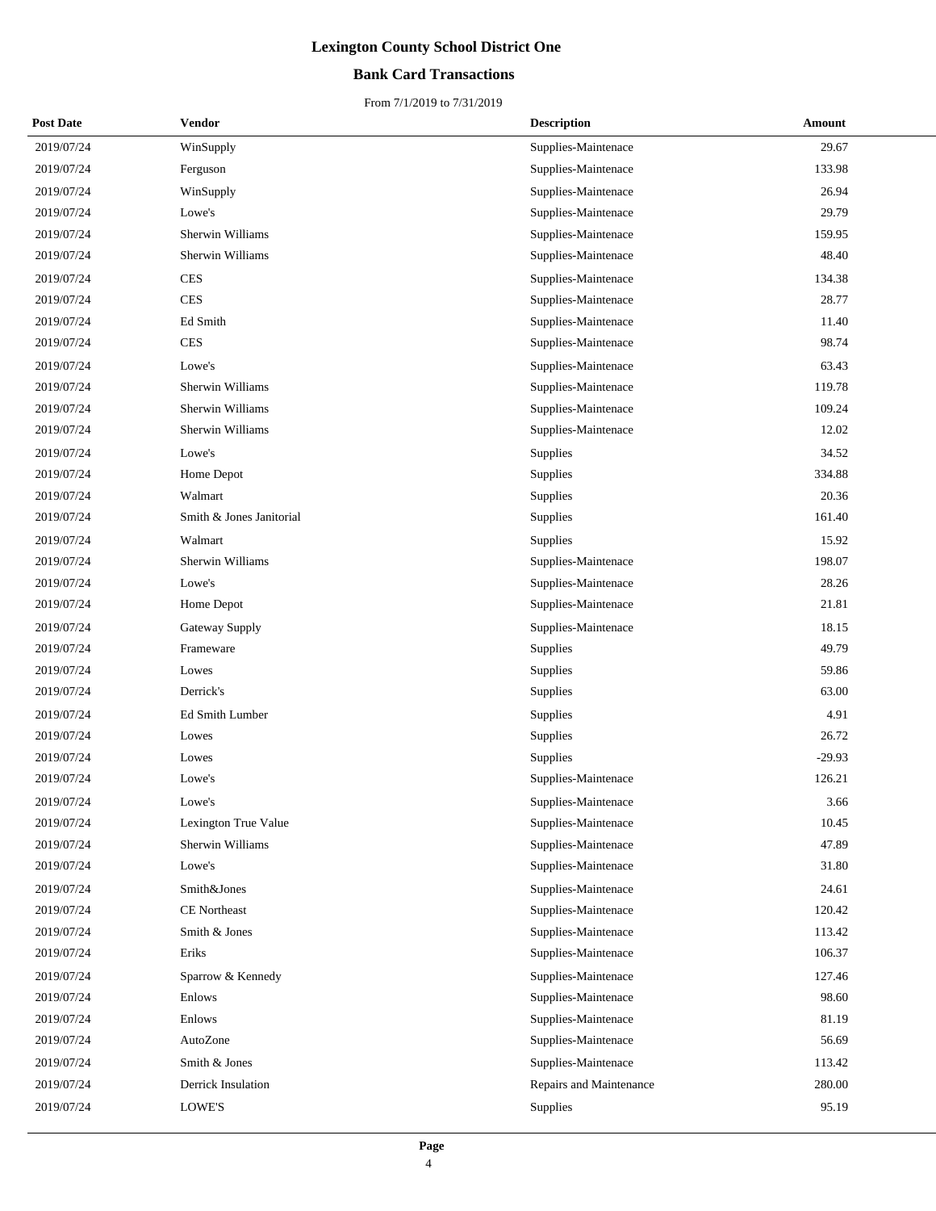# Lexington County School District One

## Bank Card Transactions

From 7/1/2019 to 7/31/2019

| Post Date | Vendor | Description | Amount |
|---|---|---|---|
| 2019/07/24 | WinSupply | Supplies-Maintenace | 29.67 |
| 2019/07/24 | Ferguson | Supplies-Maintenace | 133.98 |
| 2019/07/24 | WinSupply | Supplies-Maintenace | 26.94 |
| 2019/07/24 | Lowe's | Supplies-Maintenace | 29.79 |
| 2019/07/24 | Sherwin Williams | Supplies-Maintenace | 159.95 |
| 2019/07/24 | Sherwin Williams | Supplies-Maintenace | 48.40 |
| 2019/07/24 | CES | Supplies-Maintenace | 134.38 |
| 2019/07/24 | CES | Supplies-Maintenace | 28.77 |
| 2019/07/24 | Ed Smith | Supplies-Maintenace | 11.40 |
| 2019/07/24 | CES | Supplies-Maintenace | 98.74 |
| 2019/07/24 | Lowe's | Supplies-Maintenace | 63.43 |
| 2019/07/24 | Sherwin Williams | Supplies-Maintenace | 119.78 |
| 2019/07/24 | Sherwin Williams | Supplies-Maintenace | 109.24 |
| 2019/07/24 | Sherwin Williams | Supplies-Maintenace | 12.02 |
| 2019/07/24 | Lowe's | Supplies | 34.52 |
| 2019/07/24 | Home Depot | Supplies | 334.88 |
| 2019/07/24 | Walmart | Supplies | 20.36 |
| 2019/07/24 | Smith & Jones Janitorial | Supplies | 161.40 |
| 2019/07/24 | Walmart | Supplies | 15.92 |
| 2019/07/24 | Sherwin Williams | Supplies-Maintenace | 198.07 |
| 2019/07/24 | Lowe's | Supplies-Maintenace | 28.26 |
| 2019/07/24 | Home Depot | Supplies-Maintenace | 21.81 |
| 2019/07/24 | Gateway Supply | Supplies-Maintenace | 18.15 |
| 2019/07/24 | Frameware | Supplies | 49.79 |
| 2019/07/24 | Lowes | Supplies | 59.86 |
| 2019/07/24 | Derrick's | Supplies | 63.00 |
| 2019/07/24 | Ed Smith Lumber | Supplies | 4.91 |
| 2019/07/24 | Lowes | Supplies | 26.72 |
| 2019/07/24 | Lowes | Supplies | -29.93 |
| 2019/07/24 | Lowe's | Supplies-Maintenace | 126.21 |
| 2019/07/24 | Lowe's | Supplies-Maintenace | 3.66 |
| 2019/07/24 | Lexington True Value | Supplies-Maintenace | 10.45 |
| 2019/07/24 | Sherwin Williams | Supplies-Maintenace | 47.89 |
| 2019/07/24 | Lowe's | Supplies-Maintenace | 31.80 |
| 2019/07/24 | Smith&Jones | Supplies-Maintenace | 24.61 |
| 2019/07/24 | CE Northeast | Supplies-Maintenace | 120.42 |
| 2019/07/24 | Smith & Jones | Supplies-Maintenace | 113.42 |
| 2019/07/24 | Eriks | Supplies-Maintenace | 106.37 |
| 2019/07/24 | Sparrow & Kennedy | Supplies-Maintenace | 127.46 |
| 2019/07/24 | Enlows | Supplies-Maintenace | 98.60 |
| 2019/07/24 | Enlows | Supplies-Maintenace | 81.19 |
| 2019/07/24 | AutoZone | Supplies-Maintenace | 56.69 |
| 2019/07/24 | Smith & Jones | Supplies-Maintenace | 113.42 |
| 2019/07/24 | Derrick Insulation | Repairs and Maintenance | 280.00 |
| 2019/07/24 | LOWE'S | Supplies | 95.19 |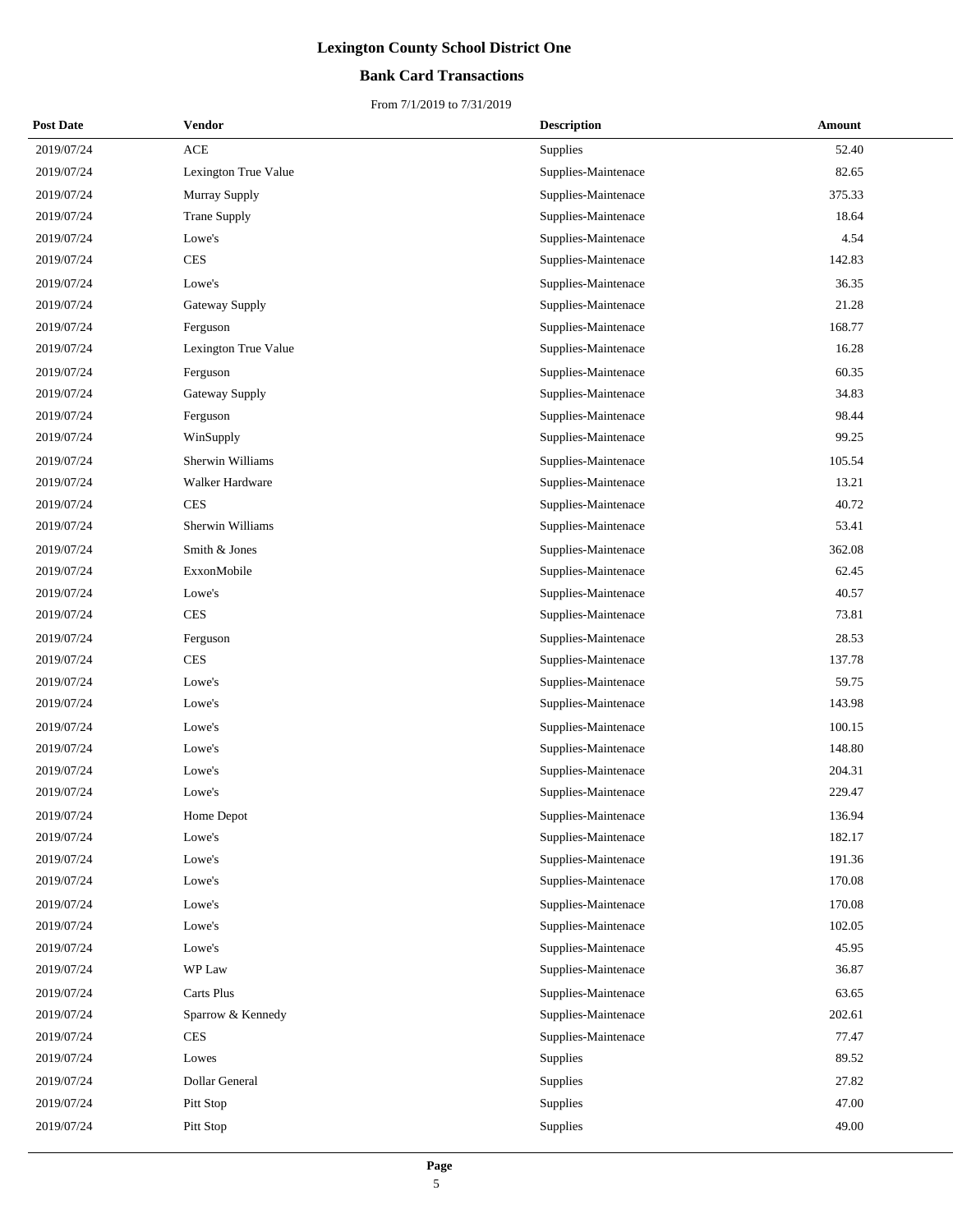# Lexington County School District One

## Bank Card Transactions

From 7/1/2019 to 7/31/2019

| Post Date | Vendor | Description | Amount |
|---|---|---|---|
| 2019/07/24 | ACE | Supplies | 52.40 |
| 2019/07/24 | Lexington True Value | Supplies-Maintenace | 82.65 |
| 2019/07/24 | Murray Supply | Supplies-Maintenace | 375.33 |
| 2019/07/24 | Trane Supply | Supplies-Maintenace | 18.64 |
| 2019/07/24 | Lowe's | Supplies-Maintenace | 4.54 |
| 2019/07/24 | CES | Supplies-Maintenace | 142.83 |
| 2019/07/24 | Lowe's | Supplies-Maintenace | 36.35 |
| 2019/07/24 | Gateway Supply | Supplies-Maintenace | 21.28 |
| 2019/07/24 | Ferguson | Supplies-Maintenace | 168.77 |
| 2019/07/24 | Lexington True Value | Supplies-Maintenace | 16.28 |
| 2019/07/24 | Ferguson | Supplies-Maintenace | 60.35 |
| 2019/07/24 | Gateway Supply | Supplies-Maintenace | 34.83 |
| 2019/07/24 | Ferguson | Supplies-Maintenace | 98.44 |
| 2019/07/24 | WinSupply | Supplies-Maintenace | 99.25 |
| 2019/07/24 | Sherwin Williams | Supplies-Maintenace | 105.54 |
| 2019/07/24 | Walker Hardware | Supplies-Maintenace | 13.21 |
| 2019/07/24 | CES | Supplies-Maintenace | 40.72 |
| 2019/07/24 | Sherwin Williams | Supplies-Maintenace | 53.41 |
| 2019/07/24 | Smith & Jones | Supplies-Maintenace | 362.08 |
| 2019/07/24 | ExxonMobile | Supplies-Maintenace | 62.45 |
| 2019/07/24 | Lowe's | Supplies-Maintenace | 40.57 |
| 2019/07/24 | CES | Supplies-Maintenace | 73.81 |
| 2019/07/24 | Ferguson | Supplies-Maintenace | 28.53 |
| 2019/07/24 | CES | Supplies-Maintenace | 137.78 |
| 2019/07/24 | Lowe's | Supplies-Maintenace | 59.75 |
| 2019/07/24 | Lowe's | Supplies-Maintenace | 143.98 |
| 2019/07/24 | Lowe's | Supplies-Maintenace | 100.15 |
| 2019/07/24 | Lowe's | Supplies-Maintenace | 148.80 |
| 2019/07/24 | Lowe's | Supplies-Maintenace | 204.31 |
| 2019/07/24 | Lowe's | Supplies-Maintenace | 229.47 |
| 2019/07/24 | Home Depot | Supplies-Maintenace | 136.94 |
| 2019/07/24 | Lowe's | Supplies-Maintenace | 182.17 |
| 2019/07/24 | Lowe's | Supplies-Maintenace | 191.36 |
| 2019/07/24 | Lowe's | Supplies-Maintenace | 170.08 |
| 2019/07/24 | Lowe's | Supplies-Maintenace | 170.08 |
| 2019/07/24 | Lowe's | Supplies-Maintenace | 102.05 |
| 2019/07/24 | Lowe's | Supplies-Maintenace | 45.95 |
| 2019/07/24 | WP Law | Supplies-Maintenace | 36.87 |
| 2019/07/24 | Carts Plus | Supplies-Maintenace | 63.65 |
| 2019/07/24 | Sparrow & Kennedy | Supplies-Maintenace | 202.61 |
| 2019/07/24 | CES | Supplies-Maintenace | 77.47 |
| 2019/07/24 | Lowes | Supplies | 89.52 |
| 2019/07/24 | Dollar General | Supplies | 27.82 |
| 2019/07/24 | Pitt Stop | Supplies | 47.00 |
| 2019/07/24 | Pitt Stop | Supplies | 49.00 |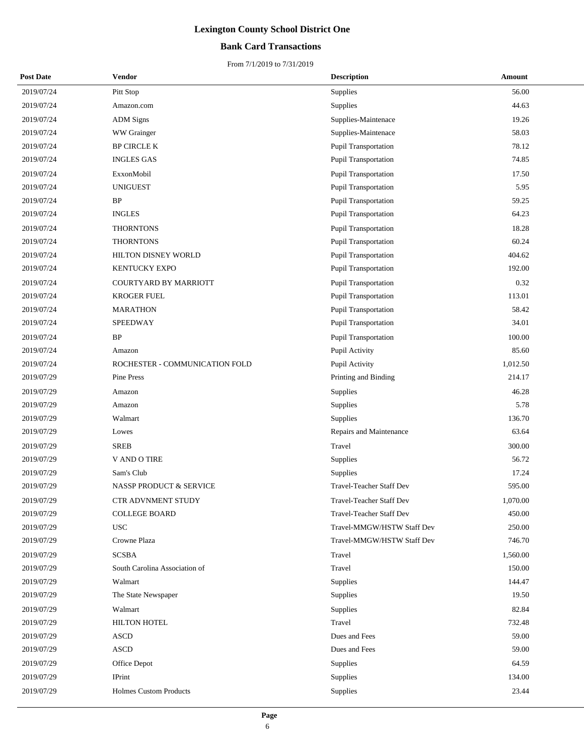# Lexington County School District One

## Bank Card Transactions

From 7/1/2019 to 7/31/2019

| Post Date | Vendor | Description | Amount |
|---|---|---|---|
| 2019/07/24 | Pitt Stop | Supplies | 56.00 |
| 2019/07/24 | Amazon.com | Supplies | 44.63 |
| 2019/07/24 | ADM Signs | Supplies-Maintenace | 19.26 |
| 2019/07/24 | WW Grainger | Supplies-Maintenace | 58.03 |
| 2019/07/24 | BP CIRCLE K | Pupil Transportation | 78.12 |
| 2019/07/24 | INGLES GAS | Pupil Transportation | 74.85 |
| 2019/07/24 | ExxonMobil | Pupil Transportation | 17.50 |
| 2019/07/24 | UNIGUEST | Pupil Transportation | 5.95 |
| 2019/07/24 | BP | Pupil Transportation | 59.25 |
| 2019/07/24 | INGLES | Pupil Transportation | 64.23 |
| 2019/07/24 | THORNTONS | Pupil Transportation | 18.28 |
| 2019/07/24 | THORNTONS | Pupil Transportation | 60.24 |
| 2019/07/24 | HILTON DISNEY WORLD | Pupil Transportation | 404.62 |
| 2019/07/24 | KENTUCKY EXPO | Pupil Transportation | 192.00 |
| 2019/07/24 | COURTYARD BY MARRIOTT | Pupil Transportation | 0.32 |
| 2019/07/24 | KROGER FUEL | Pupil Transportation | 113.01 |
| 2019/07/24 | MARATHON | Pupil Transportation | 58.42 |
| 2019/07/24 | SPEEDWAY | Pupil Transportation | 34.01 |
| 2019/07/24 | BP | Pupil Transportation | 100.00 |
| 2019/07/24 | Amazon | Pupil Activity | 85.60 |
| 2019/07/24 | ROCHESTER - COMMUNICATION FOLD | Pupil Activity | 1,012.50 |
| 2019/07/29 | Pine Press | Printing and Binding | 214.17 |
| 2019/07/29 | Amazon | Supplies | 46.28 |
| 2019/07/29 | Amazon | Supplies | 5.78 |
| 2019/07/29 | Walmart | Supplies | 136.70 |
| 2019/07/29 | Lowes | Repairs and Maintenance | 63.64 |
| 2019/07/29 | SREB | Travel | 300.00 |
| 2019/07/29 | V AND O TIRE | Supplies | 56.72 |
| 2019/07/29 | Sam's Club | Supplies | 17.24 |
| 2019/07/29 | NASSP PRODUCT & SERVICE | Travel-Teacher Staff Dev | 595.00 |
| 2019/07/29 | CTR ADVNMENT STUDY | Travel-Teacher Staff Dev | 1,070.00 |
| 2019/07/29 | COLLEGE BOARD | Travel-Teacher Staff Dev | 450.00 |
| 2019/07/29 | USC | Travel-MMGW/HSTW Staff Dev | 250.00 |
| 2019/07/29 | Crowne Plaza | Travel-MMGW/HSTW Staff Dev | 746.70 |
| 2019/07/29 | SCSBA | Travel | 1,560.00 |
| 2019/07/29 | South Carolina Association of | Travel | 150.00 |
| 2019/07/29 | Walmart | Supplies | 144.47 |
| 2019/07/29 | The State Newspaper | Supplies | 19.50 |
| 2019/07/29 | Walmart | Supplies | 82.84 |
| 2019/07/29 | HILTON HOTEL | Travel | 732.48 |
| 2019/07/29 | ASCD | Dues and Fees | 59.00 |
| 2019/07/29 | ASCD | Dues and Fees | 59.00 |
| 2019/07/29 | Office Depot | Supplies | 64.59 |
| 2019/07/29 | IPrint | Supplies | 134.00 |
| 2019/07/29 | Holmes Custom Products | Supplies | 23.44 |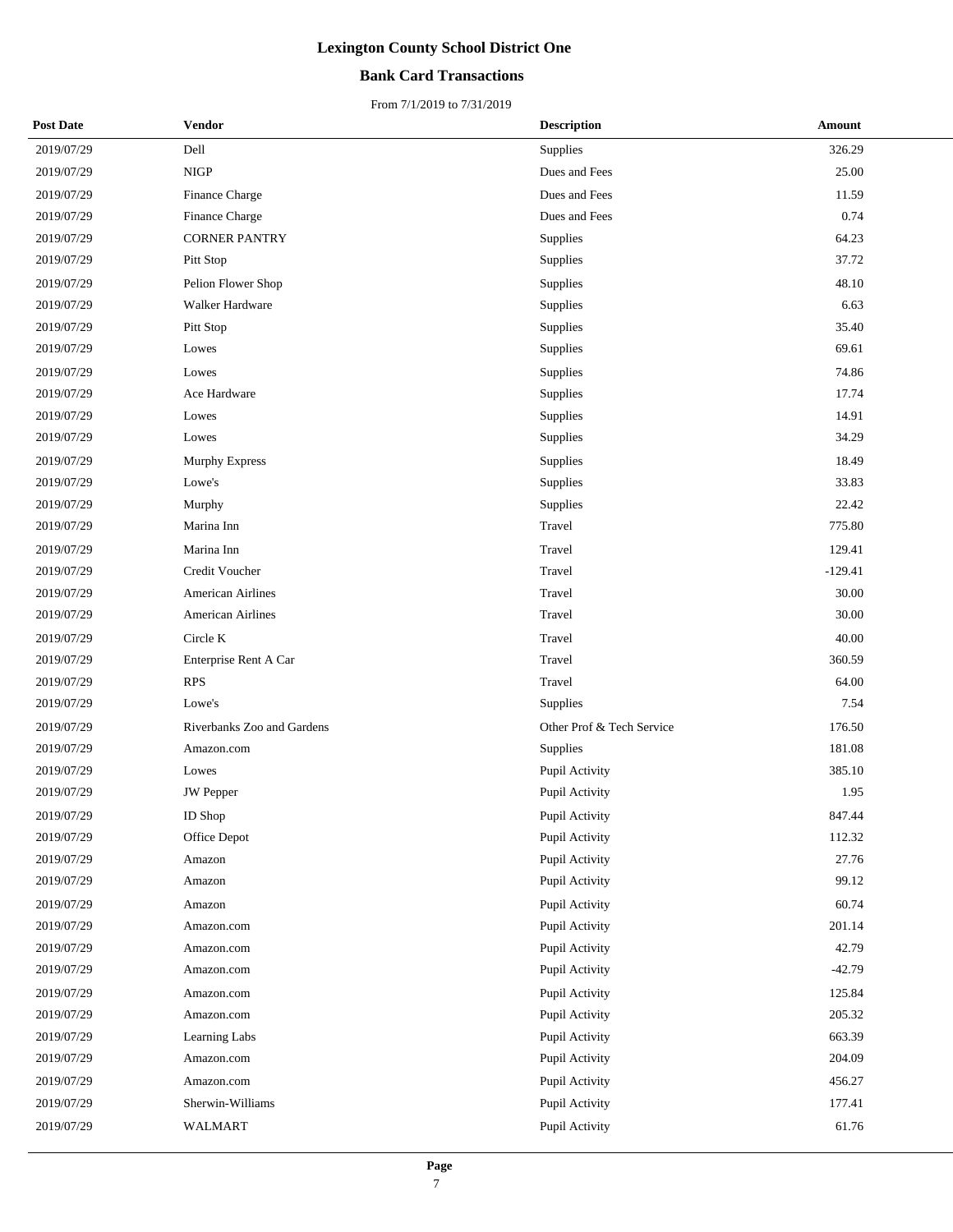# Lexington County School District One

## Bank Card Transactions

From 7/1/2019 to 7/31/2019

| Post Date | Vendor | Description | Amount |
|---|---|---|---|
| 2019/07/29 | Dell | Supplies | 326.29 |
| 2019/07/29 | NIGP | Dues and Fees | 25.00 |
| 2019/07/29 | Finance Charge | Dues and Fees | 11.59 |
| 2019/07/29 | Finance Charge | Dues and Fees | 0.74 |
| 2019/07/29 | CORNER PANTRY | Supplies | 64.23 |
| 2019/07/29 | Pitt Stop | Supplies | 37.72 |
| 2019/07/29 | Pelion Flower Shop | Supplies | 48.10 |
| 2019/07/29 | Walker Hardware | Supplies | 6.63 |
| 2019/07/29 | Pitt Stop | Supplies | 35.40 |
| 2019/07/29 | Lowes | Supplies | 69.61 |
| 2019/07/29 | Lowes | Supplies | 74.86 |
| 2019/07/29 | Ace Hardware | Supplies | 17.74 |
| 2019/07/29 | Lowes | Supplies | 14.91 |
| 2019/07/29 | Lowes | Supplies | 34.29 |
| 2019/07/29 | Murphy Express | Supplies | 18.49 |
| 2019/07/29 | Lowe's | Supplies | 33.83 |
| 2019/07/29 | Murphy | Supplies | 22.42 |
| 2019/07/29 | Marina Inn | Travel | 775.80 |
| 2019/07/29 | Marina Inn | Travel | 129.41 |
| 2019/07/29 | Credit Voucher | Travel | -129.41 |
| 2019/07/29 | American Airlines | Travel | 30.00 |
| 2019/07/29 | American Airlines | Travel | 30.00 |
| 2019/07/29 | Circle K | Travel | 40.00 |
| 2019/07/29 | Enterprise Rent A Car | Travel | 360.59 |
| 2019/07/29 | RPS | Travel | 64.00 |
| 2019/07/29 | Lowe's | Supplies | 7.54 |
| 2019/07/29 | Riverbanks Zoo and Gardens | Other Prof & Tech Service | 176.50 |
| 2019/07/29 | Amazon.com | Supplies | 181.08 |
| 2019/07/29 | Lowes | Pupil Activity | 385.10 |
| 2019/07/29 | JW Pepper | Pupil Activity | 1.95 |
| 2019/07/29 | ID Shop | Pupil Activity | 847.44 |
| 2019/07/29 | Office Depot | Pupil Activity | 112.32 |
| 2019/07/29 | Amazon | Pupil Activity | 27.76 |
| 2019/07/29 | Amazon | Pupil Activity | 99.12 |
| 2019/07/29 | Amazon | Pupil Activity | 60.74 |
| 2019/07/29 | Amazon.com | Pupil Activity | 201.14 |
| 2019/07/29 | Amazon.com | Pupil Activity | 42.79 |
| 2019/07/29 | Amazon.com | Pupil Activity | -42.79 |
| 2019/07/29 | Amazon.com | Pupil Activity | 125.84 |
| 2019/07/29 | Amazon.com | Pupil Activity | 205.32 |
| 2019/07/29 | Learning Labs | Pupil Activity | 663.39 |
| 2019/07/29 | Amazon.com | Pupil Activity | 204.09 |
| 2019/07/29 | Amazon.com | Pupil Activity | 456.27 |
| 2019/07/29 | Sherwin-Williams | Pupil Activity | 177.41 |
| 2019/07/29 | WALMART | Pupil Activity | 61.76 |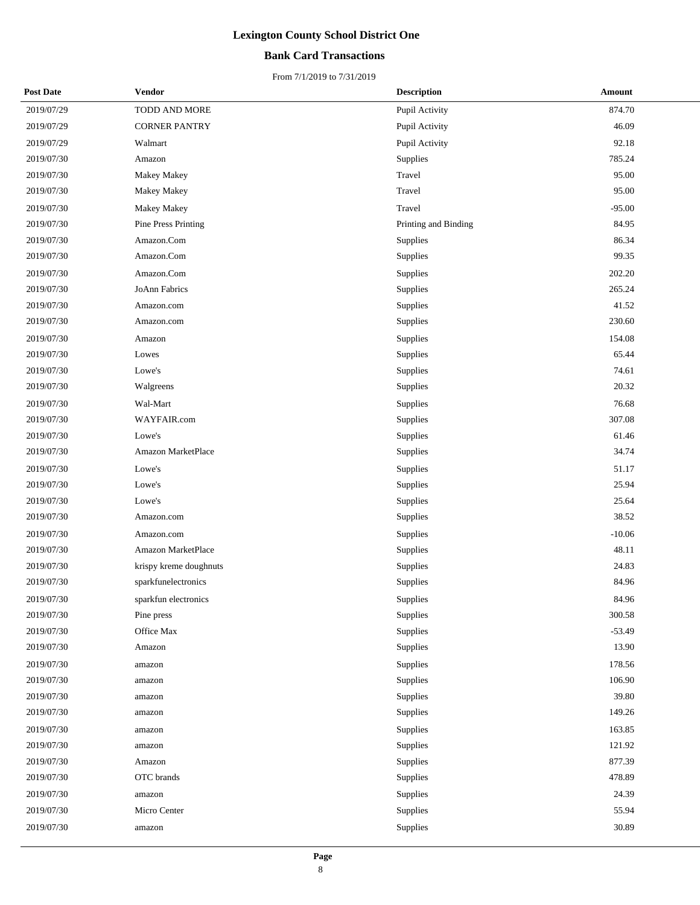# Lexington County School District One

## Bank Card Transactions

From 7/1/2019 to 7/31/2019

| Post Date | Vendor | Description | Amount |
|---|---|---|---|
| 2019/07/29 | TODD AND MORE | Pupil Activity | 874.70 |
| 2019/07/29 | CORNER PANTRY | Pupil Activity | 46.09 |
| 2019/07/29 | Walmart | Pupil Activity | 92.18 |
| 2019/07/30 | Amazon | Supplies | 785.24 |
| 2019/07/30 | Makey Makey | Travel | 95.00 |
| 2019/07/30 | Makey Makey | Travel | 95.00 |
| 2019/07/30 | Makey Makey | Travel | -95.00 |
| 2019/07/30 | Pine Press Printing | Printing and Binding | 84.95 |
| 2019/07/30 | Amazon.Com | Supplies | 86.34 |
| 2019/07/30 | Amazon.Com | Supplies | 99.35 |
| 2019/07/30 | Amazon.Com | Supplies | 202.20 |
| 2019/07/30 | JoAnn Fabrics | Supplies | 265.24 |
| 2019/07/30 | Amazon.com | Supplies | 41.52 |
| 2019/07/30 | Amazon.com | Supplies | 230.60 |
| 2019/07/30 | Amazon | Supplies | 154.08 |
| 2019/07/30 | Lowes | Supplies | 65.44 |
| 2019/07/30 | Lowe's | Supplies | 74.61 |
| 2019/07/30 | Walgreens | Supplies | 20.32 |
| 2019/07/30 | Wal-Mart | Supplies | 76.68 |
| 2019/07/30 | WAYFAIR.com | Supplies | 307.08 |
| 2019/07/30 | Lowe's | Supplies | 61.46 |
| 2019/07/30 | Amazon MarketPlace | Supplies | 34.74 |
| 2019/07/30 | Lowe's | Supplies | 51.17 |
| 2019/07/30 | Lowe's | Supplies | 25.94 |
| 2019/07/30 | Lowe's | Supplies | 25.64 |
| 2019/07/30 | Amazon.com | Supplies | 38.52 |
| 2019/07/30 | Amazon.com | Supplies | -10.06 |
| 2019/07/30 | Amazon MarketPlace | Supplies | 48.11 |
| 2019/07/30 | krispy kreme doughnuts | Supplies | 24.83 |
| 2019/07/30 | sparkfunelectronics | Supplies | 84.96 |
| 2019/07/30 | sparkfun electronics | Supplies | 84.96 |
| 2019/07/30 | Pine press | Supplies | 300.58 |
| 2019/07/30 | Office Max | Supplies | -53.49 |
| 2019/07/30 | Amazon | Supplies | 13.90 |
| 2019/07/30 | amazon | Supplies | 178.56 |
| 2019/07/30 | amazon | Supplies | 106.90 |
| 2019/07/30 | amazon | Supplies | 39.80 |
| 2019/07/30 | amazon | Supplies | 149.26 |
| 2019/07/30 | amazon | Supplies | 163.85 |
| 2019/07/30 | amazon | Supplies | 121.92 |
| 2019/07/30 | Amazon | Supplies | 877.39 |
| 2019/07/30 | OTC brands | Supplies | 478.89 |
| 2019/07/30 | amazon | Supplies | 24.39 |
| 2019/07/30 | Micro Center | Supplies | 55.94 |
| 2019/07/30 | amazon | Supplies | 30.89 |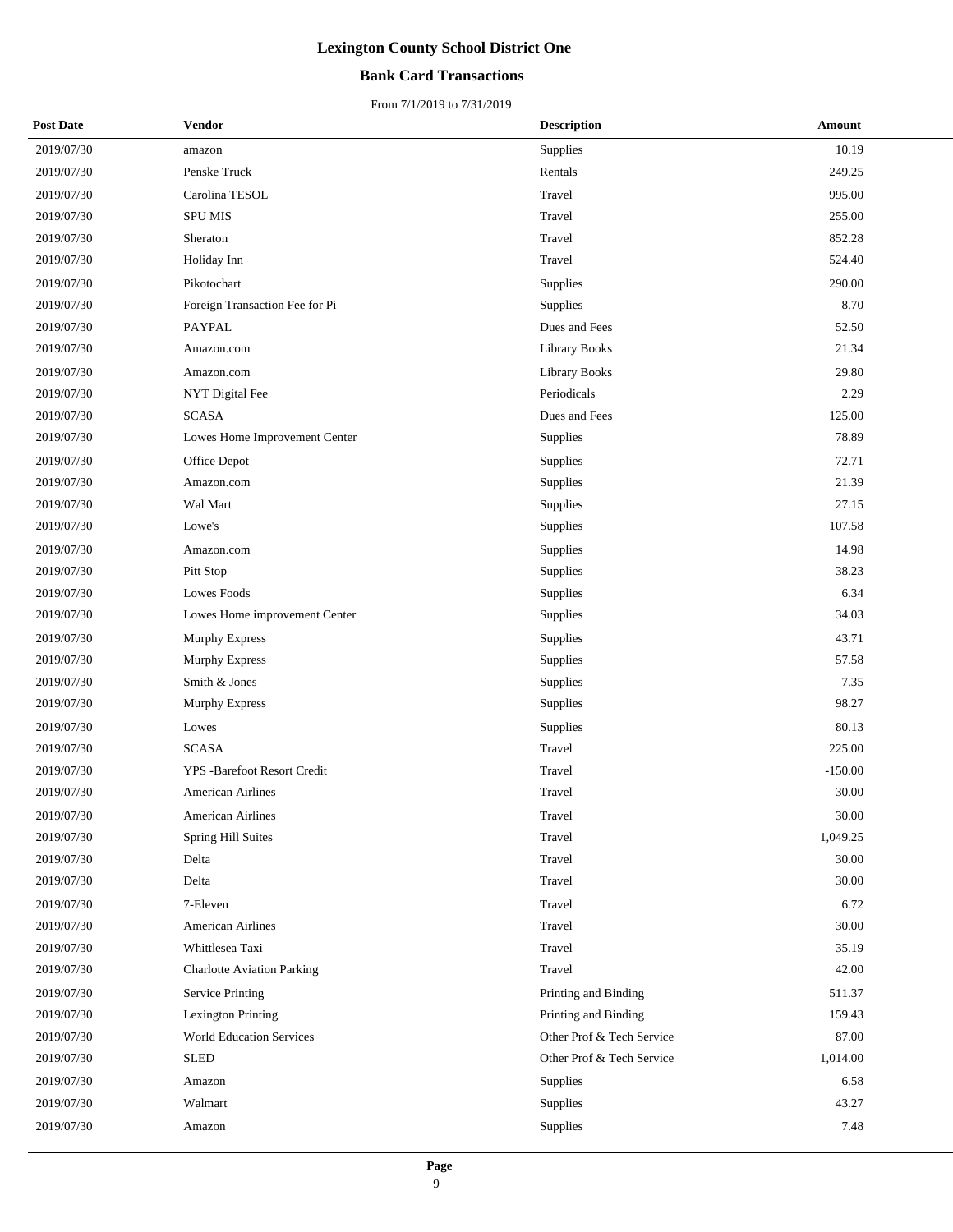# Lexington County School District One

## Bank Card Transactions

From 7/1/2019 to 7/31/2019

| Post Date | Vendor | Description | Amount |
|---|---|---|---|
| 2019/07/30 | amazon | Supplies | 10.19 |
| 2019/07/30 | Penske Truck | Rentals | 249.25 |
| 2019/07/30 | Carolina TESOL | Travel | 995.00 |
| 2019/07/30 | SPU MIS | Travel | 255.00 |
| 2019/07/30 | Sheraton | Travel | 852.28 |
| 2019/07/30 | Holiday Inn | Travel | 524.40 |
| 2019/07/30 | Pikotochart | Supplies | 290.00 |
| 2019/07/30 | Foreign Transaction Fee for Pi | Supplies | 8.70 |
| 2019/07/30 | PAYPAL | Dues and Fees | 52.50 |
| 2019/07/30 | Amazon.com | Library Books | 21.34 |
| 2019/07/30 | Amazon.com | Library Books | 29.80 |
| 2019/07/30 | NYT Digital Fee | Periodicals | 2.29 |
| 2019/07/30 | SCASA | Dues and Fees | 125.00 |
| 2019/07/30 | Lowes Home Improvement Center | Supplies | 78.89 |
| 2019/07/30 | Office Depot | Supplies | 72.71 |
| 2019/07/30 | Amazon.com | Supplies | 21.39 |
| 2019/07/30 | Wal Mart | Supplies | 27.15 |
| 2019/07/30 | Lowe's | Supplies | 107.58 |
| 2019/07/30 | Amazon.com | Supplies | 14.98 |
| 2019/07/30 | Pitt Stop | Supplies | 38.23 |
| 2019/07/30 | Lowes Foods | Supplies | 6.34 |
| 2019/07/30 | Lowes Home improvement Center | Supplies | 34.03 |
| 2019/07/30 | Murphy Express | Supplies | 43.71 |
| 2019/07/30 | Murphy Express | Supplies | 57.58 |
| 2019/07/30 | Smith & Jones | Supplies | 7.35 |
| 2019/07/30 | Murphy Express | Supplies | 98.27 |
| 2019/07/30 | Lowes | Supplies | 80.13 |
| 2019/07/30 | SCASA | Travel | 225.00 |
| 2019/07/30 | YPS -Barefoot Resort Credit | Travel | -150.00 |
| 2019/07/30 | American Airlines | Travel | 30.00 |
| 2019/07/30 | American Airlines | Travel | 30.00 |
| 2019/07/30 | Spring Hill Suites | Travel | 1,049.25 |
| 2019/07/30 | Delta | Travel | 30.00 |
| 2019/07/30 | Delta | Travel | 30.00 |
| 2019/07/30 | 7-Eleven | Travel | 6.72 |
| 2019/07/30 | American Airlines | Travel | 30.00 |
| 2019/07/30 | Whittlesea Taxi | Travel | 35.19 |
| 2019/07/30 | Charlotte Aviation Parking | Travel | 42.00 |
| 2019/07/30 | Service Printing | Printing and Binding | 511.37 |
| 2019/07/30 | Lexington Printing | Printing and Binding | 159.43 |
| 2019/07/30 | World Education Services | Other Prof & Tech Service | 87.00 |
| 2019/07/30 | SLED | Other Prof & Tech Service | 1,014.00 |
| 2019/07/30 | Amazon | Supplies | 6.58 |
| 2019/07/30 | Walmart | Supplies | 43.27 |
| 2019/07/30 | Amazon | Supplies | 7.48 |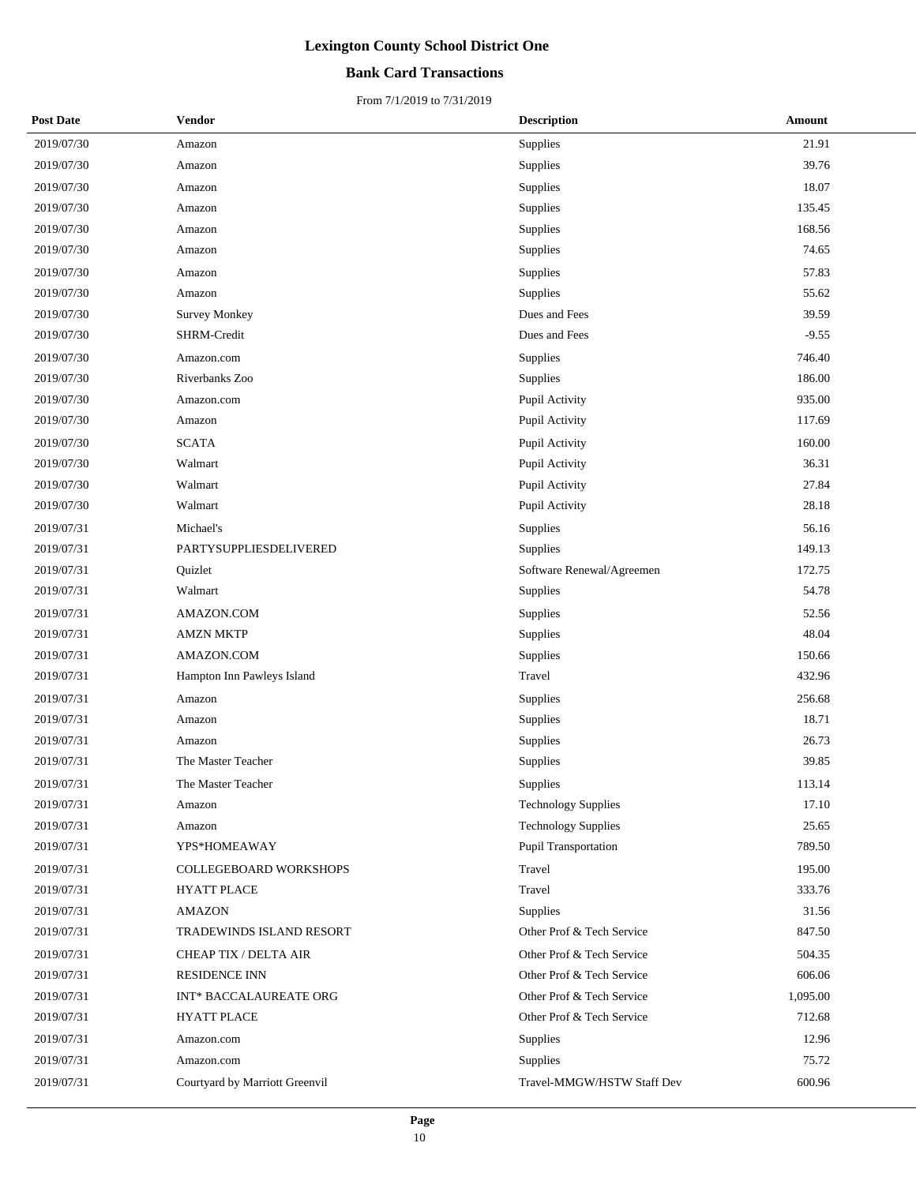# Lexington County School District One

## Bank Card Transactions

From 7/1/2019 to 7/31/2019

| Post Date | Vendor | Description | Amount |
|---|---|---|---|
| 2019/07/30 | Amazon | Supplies | 21.91 |
| 2019/07/30 | Amazon | Supplies | 39.76 |
| 2019/07/30 | Amazon | Supplies | 18.07 |
| 2019/07/30 | Amazon | Supplies | 135.45 |
| 2019/07/30 | Amazon | Supplies | 168.56 |
| 2019/07/30 | Amazon | Supplies | 74.65 |
| 2019/07/30 | Amazon | Supplies | 57.83 |
| 2019/07/30 | Amazon | Supplies | 55.62 |
| 2019/07/30 | Survey Monkey | Dues and Fees | 39.59 |
| 2019/07/30 | SHRM-Credit | Dues and Fees | -9.55 |
| 2019/07/30 | Amazon.com | Supplies | 746.40 |
| 2019/07/30 | Riverbanks Zoo | Supplies | 186.00 |
| 2019/07/30 | Amazon.com | Pupil Activity | 935.00 |
| 2019/07/30 | Amazon | Pupil Activity | 117.69 |
| 2019/07/30 | SCATA | Pupil Activity | 160.00 |
| 2019/07/30 | Walmart | Pupil Activity | 36.31 |
| 2019/07/30 | Walmart | Pupil Activity | 27.84 |
| 2019/07/30 | Walmart | Pupil Activity | 28.18 |
| 2019/07/31 | Michael's | Supplies | 56.16 |
| 2019/07/31 | PARTYSUPPLIESDELIVERED | Supplies | 149.13 |
| 2019/07/31 | Quizlet | Software Renewal/Agreemen | 172.75 |
| 2019/07/31 | Walmart | Supplies | 54.78 |
| 2019/07/31 | AMAZON.COM | Supplies | 52.56 |
| 2019/07/31 | AMZN MKTP | Supplies | 48.04 |
| 2019/07/31 | AMAZON.COM | Supplies | 150.66 |
| 2019/07/31 | Hampton Inn Pawleys Island | Travel | 432.96 |
| 2019/07/31 | Amazon | Supplies | 256.68 |
| 2019/07/31 | Amazon | Supplies | 18.71 |
| 2019/07/31 | Amazon | Supplies | 26.73 |
| 2019/07/31 | The Master Teacher | Supplies | 39.85 |
| 2019/07/31 | The Master Teacher | Supplies | 113.14 |
| 2019/07/31 | Amazon | Technology Supplies | 17.10 |
| 2019/07/31 | Amazon | Technology Supplies | 25.65 |
| 2019/07/31 | YPS*HOMEAWAY | Pupil Transportation | 789.50 |
| 2019/07/31 | COLLEGEBOARD WORKSHOPS | Travel | 195.00 |
| 2019/07/31 | HYATT PLACE | Travel | 333.76 |
| 2019/07/31 | AMAZON | Supplies | 31.56 |
| 2019/07/31 | TRADEWINDS ISLAND RESORT | Other Prof & Tech Service | 847.50 |
| 2019/07/31 | CHEAP TIX / DELTA AIR | Other Prof & Tech Service | 504.35 |
| 2019/07/31 | RESIDENCE INN | Other Prof & Tech Service | 606.06 |
| 2019/07/31 | INT* BACCALAUREATE ORG | Other Prof & Tech Service | 1,095.00 |
| 2019/07/31 | HYATT PLACE | Other Prof & Tech Service | 712.68 |
| 2019/07/31 | Amazon.com | Supplies | 12.96 |
| 2019/07/31 | Amazon.com | Supplies | 75.72 |
| 2019/07/31 | Courtyard by Marriott Greenvil | Travel-MMGW/HSTW Staff Dev | 600.96 |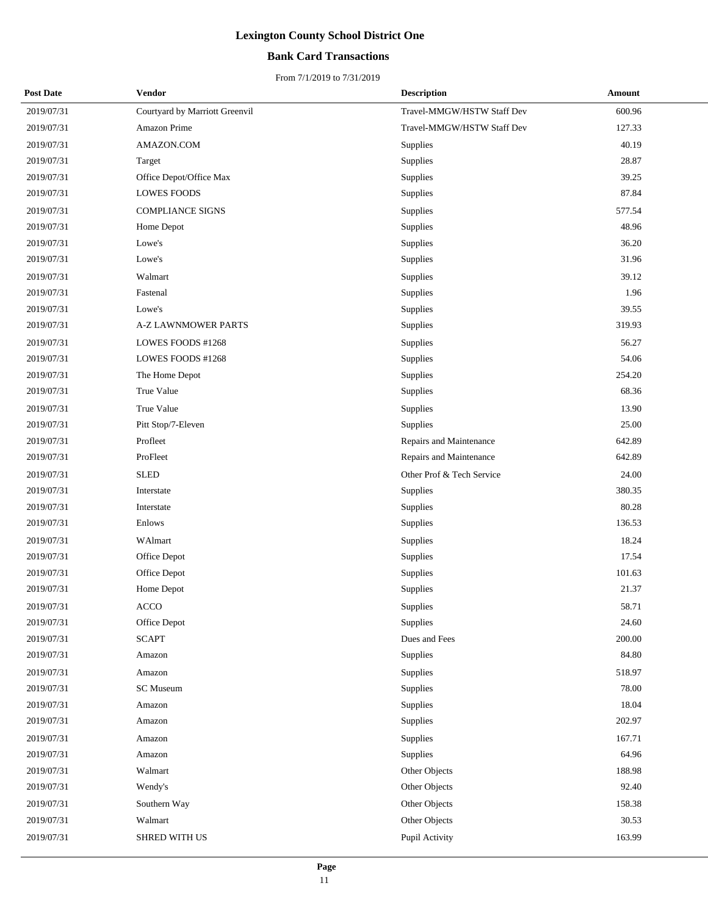# Lexington County School District One

## Bank Card Transactions

From 7/1/2019 to 7/31/2019

| Post Date | Vendor | Description | Amount |
|---|---|---|---|
| 2019/07/31 | Courtyard by Marriott Greenvil | Travel-MMGW/HSTW Staff Dev | 600.96 |
| 2019/07/31 | Amazon Prime | Travel-MMGW/HSTW Staff Dev | 127.33 |
| 2019/07/31 | AMAZON.COM | Supplies | 40.19 |
| 2019/07/31 | Target | Supplies | 28.87 |
| 2019/07/31 | Office Depot/Office Max | Supplies | 39.25 |
| 2019/07/31 | LOWES FOODS | Supplies | 87.84 |
| 2019/07/31 | COMPLIANCE SIGNS | Supplies | 577.54 |
| 2019/07/31 | Home Depot | Supplies | 48.96 |
| 2019/07/31 | Lowe's | Supplies | 36.20 |
| 2019/07/31 | Lowe's | Supplies | 31.96 |
| 2019/07/31 | Walmart | Supplies | 39.12 |
| 2019/07/31 | Fastenal | Supplies | 1.96 |
| 2019/07/31 | Lowe's | Supplies | 39.55 |
| 2019/07/31 | A-Z LAWNMOWER PARTS | Supplies | 319.93 |
| 2019/07/31 | LOWES FOODS #1268 | Supplies | 56.27 |
| 2019/07/31 | LOWES FOODS #1268 | Supplies | 54.06 |
| 2019/07/31 | The Home Depot | Supplies | 254.20 |
| 2019/07/31 | True Value | Supplies | 68.36 |
| 2019/07/31 | True Value | Supplies | 13.90 |
| 2019/07/31 | Pitt Stop/7-Eleven | Supplies | 25.00 |
| 2019/07/31 | Profleet | Repairs and Maintenance | 642.89 |
| 2019/07/31 | ProFleet | Repairs and Maintenance | 642.89 |
| 2019/07/31 | SLED | Other Prof & Tech Service | 24.00 |
| 2019/07/31 | Interstate | Supplies | 380.35 |
| 2019/07/31 | Interstate | Supplies | 80.28 |
| 2019/07/31 | Enlows | Supplies | 136.53 |
| 2019/07/31 | WAlmart | Supplies | 18.24 |
| 2019/07/31 | Office Depot | Supplies | 17.54 |
| 2019/07/31 | Office Depot | Supplies | 101.63 |
| 2019/07/31 | Home Depot | Supplies | 21.37 |
| 2019/07/31 | ACCO | Supplies | 58.71 |
| 2019/07/31 | Office Depot | Supplies | 24.60 |
| 2019/07/31 | SCAPT | Dues and Fees | 200.00 |
| 2019/07/31 | Amazon | Supplies | 84.80 |
| 2019/07/31 | Amazon | Supplies | 518.97 |
| 2019/07/31 | SC Museum | Supplies | 78.00 |
| 2019/07/31 | Amazon | Supplies | 18.04 |
| 2019/07/31 | Amazon | Supplies | 202.97 |
| 2019/07/31 | Amazon | Supplies | 167.71 |
| 2019/07/31 | Amazon | Supplies | 64.96 |
| 2019/07/31 | Walmart | Other Objects | 188.98 |
| 2019/07/31 | Wendy's | Other Objects | 92.40 |
| 2019/07/31 | Southern Way | Other Objects | 158.38 |
| 2019/07/31 | Walmart | Other Objects | 30.53 |
| 2019/07/31 | SHRED WITH US | Pupil Activity | 163.99 |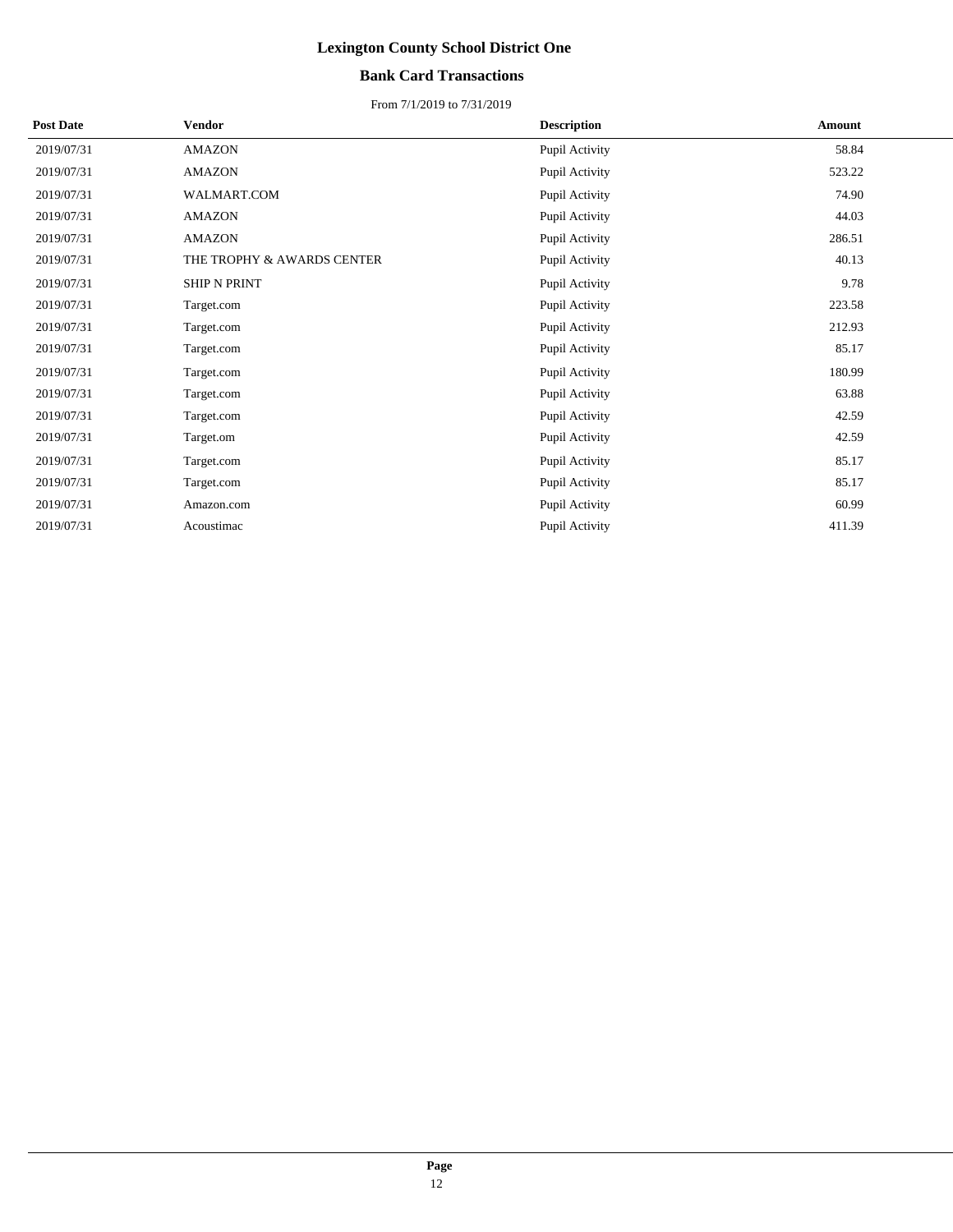# Lexington County School District One

## Bank Card Transactions

From 7/1/2019 to 7/31/2019

| Post Date | Vendor | Description | Amount |
|---|---|---|---|
| 2019/07/31 | AMAZON | Pupil Activity | 58.84 |
| 2019/07/31 | AMAZON | Pupil Activity | 523.22 |
| 2019/07/31 | WALMART.COM | Pupil Activity | 74.90 |
| 2019/07/31 | AMAZON | Pupil Activity | 44.03 |
| 2019/07/31 | AMAZON | Pupil Activity | 286.51 |
| 2019/07/31 | THE TROPHY & AWARDS CENTER | Pupil Activity | 40.13 |
| 2019/07/31 | SHIP N PRINT | Pupil Activity | 9.78 |
| 2019/07/31 | Target.com | Pupil Activity | 223.58 |
| 2019/07/31 | Target.com | Pupil Activity | 212.93 |
| 2019/07/31 | Target.com | Pupil Activity | 85.17 |
| 2019/07/31 | Target.com | Pupil Activity | 180.99 |
| 2019/07/31 | Target.com | Pupil Activity | 63.88 |
| 2019/07/31 | Target.com | Pupil Activity | 42.59 |
| 2019/07/31 | Target.om | Pupil Activity | 42.59 |
| 2019/07/31 | Target.com | Pupil Activity | 85.17 |
| 2019/07/31 | Target.com | Pupil Activity | 85.17 |
| 2019/07/31 | Amazon.com | Pupil Activity | 60.99 |
| 2019/07/31 | Acoustimac | Pupil Activity | 411.39 |